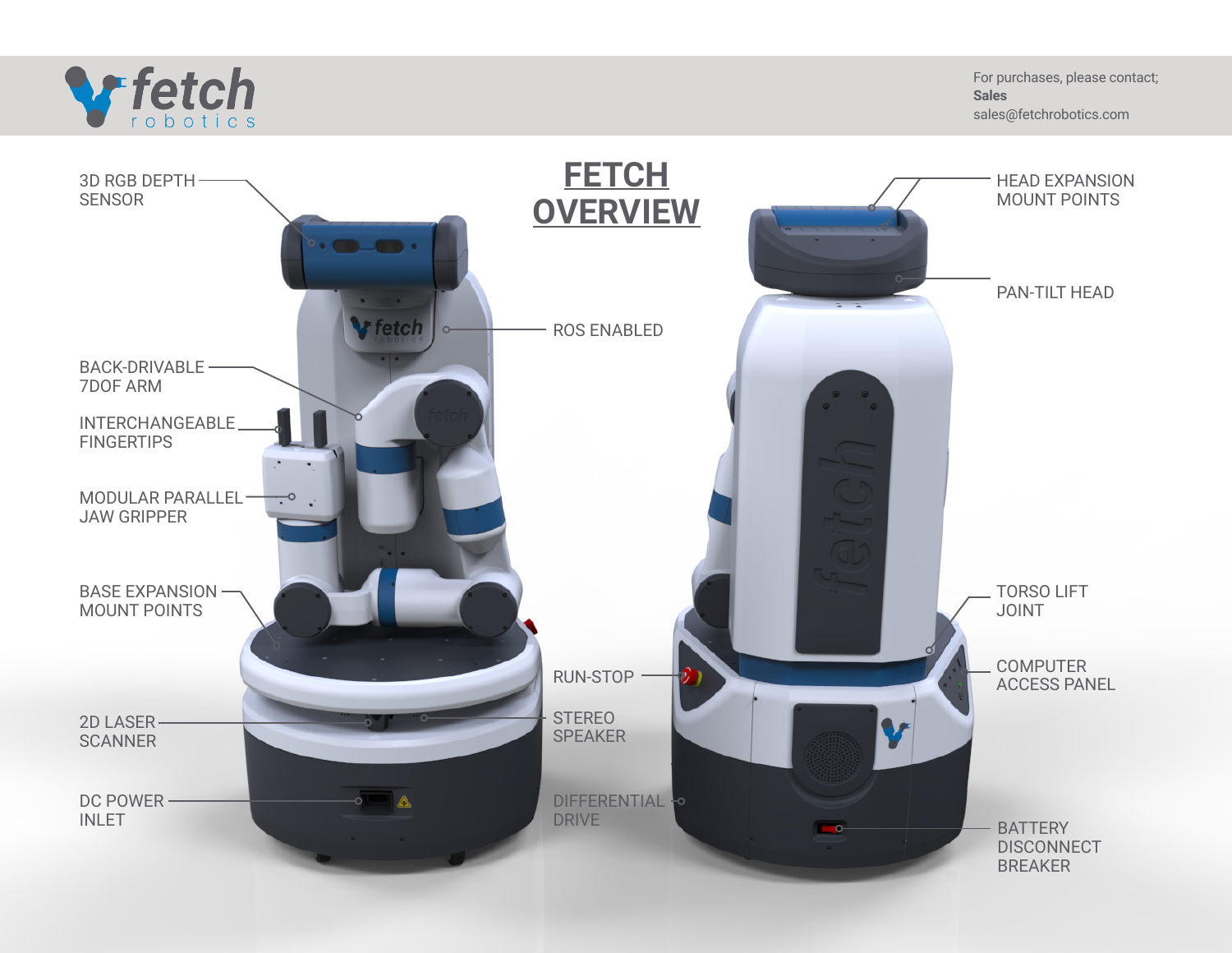fetch robotics

For purchases, please contact;
**Sales**
sales@fetchrobotics.com

# FETCH OVERVIEW

- 3D RGB DEPTH SENSOR
- ROS ENABLED
- BACK-DRIVABLE 7DOF ARM
- INTERCHANGEABLE FINGERTIPS
- MODULAR PARALLEL JAW GRIPPER
- BASE EXPANSION MOUNT POINTS
- 2D LASER SCANNER
- DC POWER INLET
- RUN-STOP
- STEREO SPEAKER
- DIFFERENTIAL DRIVE
- HEAD EXPANSION MOUNT POINTS
- PAN-TILT HEAD
- TORSO LIFT JOINT
- COMPUTER ACCESS PANEL
- BATTERY DISCONNECT BREAKER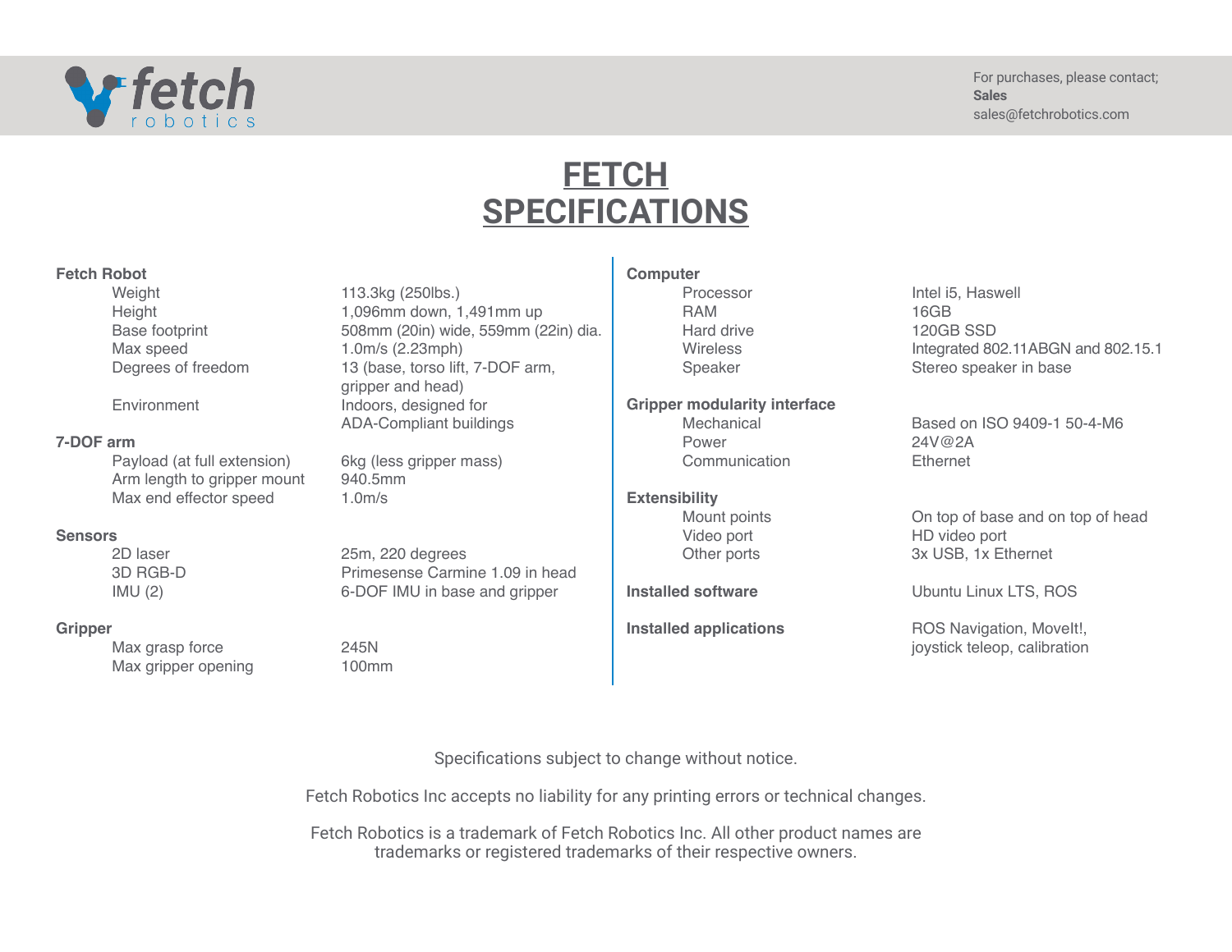For purchases, please contact;
**Sales**
sales@fetchrobotics.com

# FETCH SPECIFICATIONS

### Fetch Robot

| | |
|---|---|
| Weight | 113.3kg (250lbs.) |
| Height | 1,096mm down, 1,491mm up |
| Base footprint | 508mm (20in) wide, 559mm (22in) dia. |
| Max speed | 1.0m/s (2.23mph) |
| Degrees of freedom | 13 (base, torso lift, 7-DOF arm, gripper and head) |
| Environment | Indoors, designed for ADA-Compliant buildings |

### 7-DOF arm

| | |
|---|---|
| Payload (at full extension) | 6kg (less gripper mass) |
| Arm length to gripper mount | 940.5mm |
| Max end effector speed | 1.0m/s |

### Sensors

| | |
|---|---|
| 2D laser | 25m, 220 degrees |
| 3D RGB-D | Primesense Carmine 1.09 in head |
| IMU (2) | 6-DOF IMU in base and gripper |

### Gripper

| | |
|---|---|
| Max grasp force | 245N |
| Max gripper opening | 100mm |

### Computer

| | |
|---|---|
| Processor | Intel i5, Haswell |
| RAM | 16GB |
| Hard drive | 120GB SSD |
| Wireless | Integrated 802.11ABGN and 802.15.1 |
| Speaker | Stereo speaker in base |

### Gripper modularity interface

| | |
|---|---|
| Mechanical | Based on ISO 9409-1 50-4-M6 |
| Power | 24V@2A |
| Communication | Ethernet |

### Extensibility

| | |
|---|---|
| Mount points | On top of base and on top of head |
| Video port | HD video port |
| Other ports | 3x USB, 1x Ethernet |

**Installed software** — Ubuntu Linux LTS, ROS

**Installed applications** — ROS Navigation, MoveIt!, joystick teleop, calibration

Specifications subject to change without notice.

Fetch Robotics Inc accepts no liability for any printing errors or technical changes.

Fetch Robotics is a trademark of Fetch Robotics Inc. All other product names are trademarks or registered trademarks of their respective owners.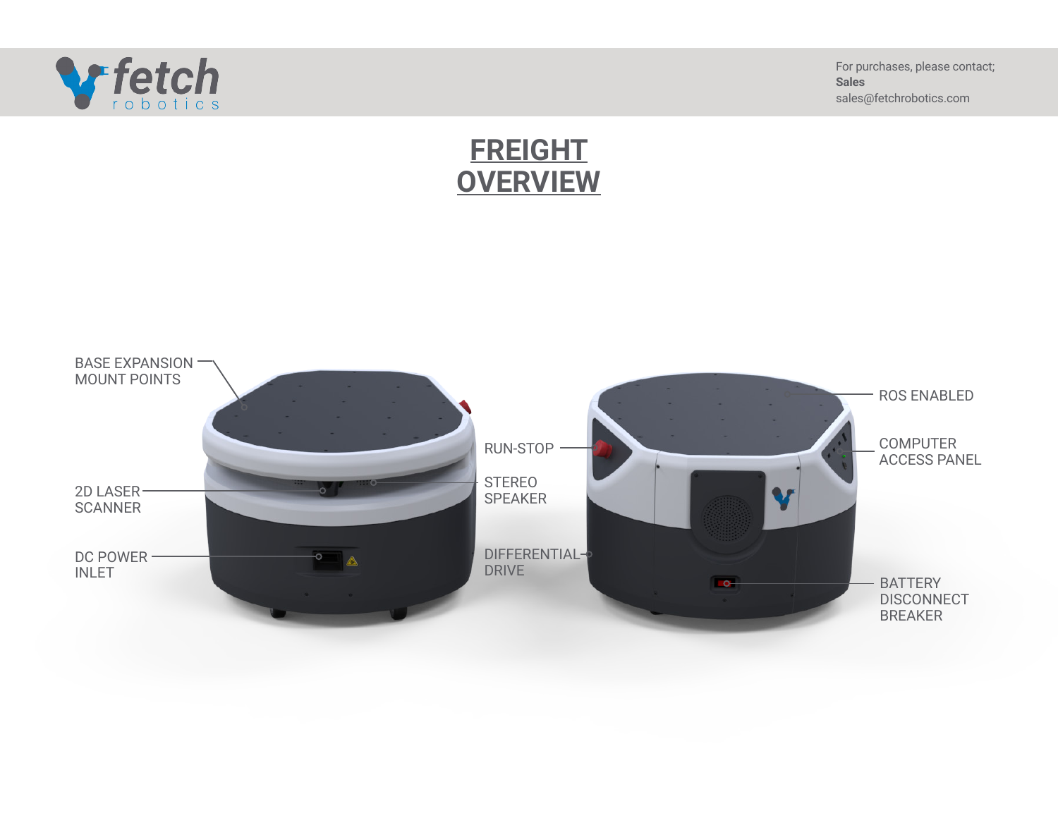For purchases, please contact;
**Sales**
sales@fetchrobotics.com

# FREIGHT OVERVIEW

BASE EXPANSION MOUNT POINTS

2D LASER SCANNER

DC POWER INLET

RUN-STOP

STEREO SPEAKER

DIFFERENTIAL DRIVE

ROS ENABLED

COMPUTER ACCESS PANEL

BATTERY DISCONNECT BREAKER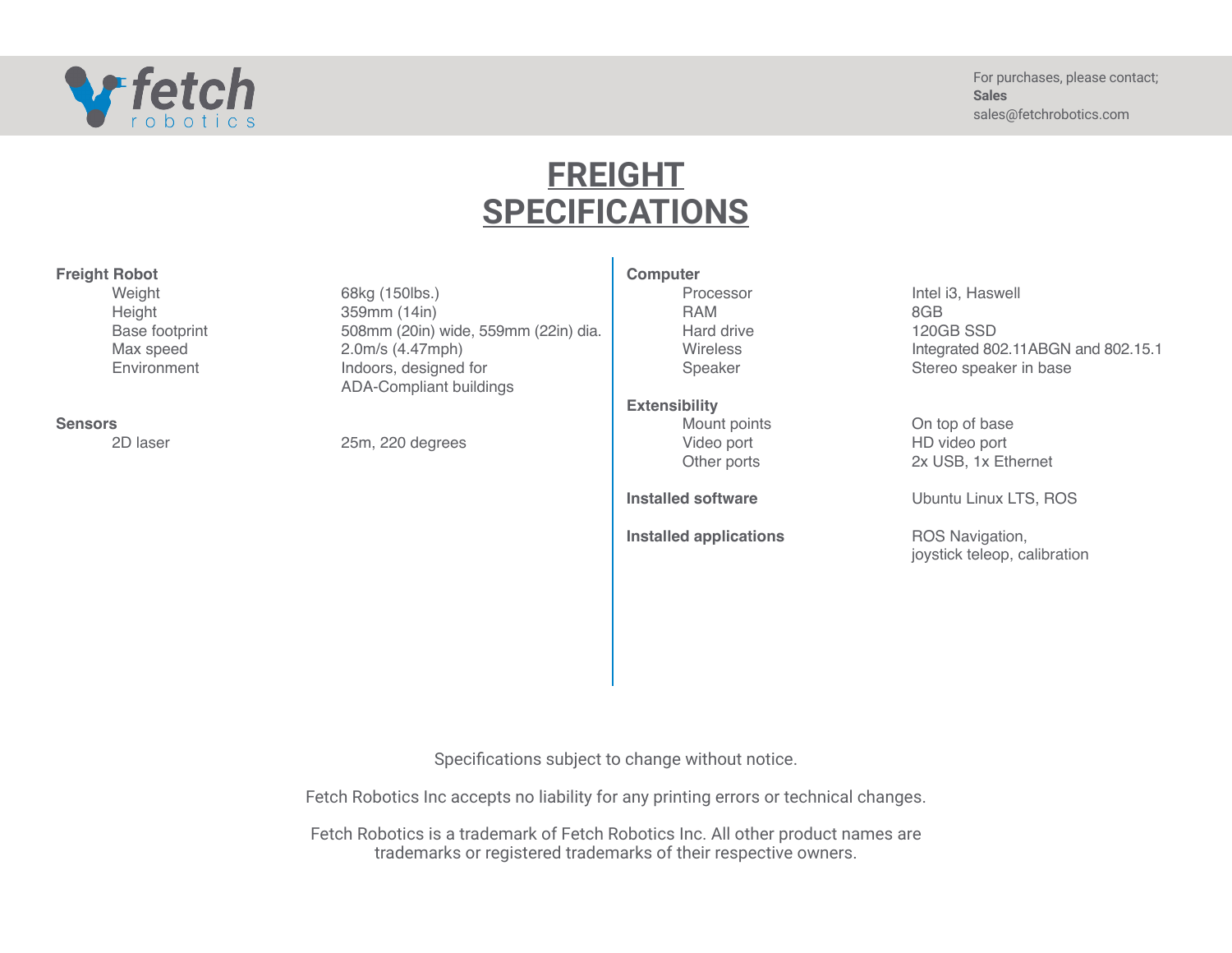For purchases, please contact;
**Sales**
sales@fetchrobotics.com

# FREIGHT SPECIFICATIONS

**Freight Robot**

| | |
|---|---|
| Weight | 68kg (150lbs.) |
| Height | 359mm (14in) |
| Base footprint | 508mm (20in) wide, 559mm (22in) dia. |
| Max speed | 2.0m/s (4.47mph) |
| Environment | Indoors, designed for ADA-Compliant buildings |

**Sensors**

| | |
|---|---|
| 2D laser | 25m, 220 degrees |

**Computer**

| | |
|---|---|
| Processor | Intel i3, Haswell |
| RAM | 8GB |
| Hard drive | 120GB SSD |
| Wireless | Integrated 802.11ABGN and 802.15.1 |
| Speaker | Stereo speaker in base |

**Extensibility**

| | |
|---|---|
| Mount points | On top of base |
| Video port | HD video port |
| Other ports | 2x USB, 1x Ethernet |

**Installed software** — Ubuntu Linux LTS, ROS

**Installed applications** — ROS Navigation, joystick teleop, calibration

Specifications subject to change without notice.

Fetch Robotics Inc accepts no liability for any printing errors or technical changes.

Fetch Robotics is a trademark of Fetch Robotics Inc. All other product names are trademarks or registered trademarks of their respective owners.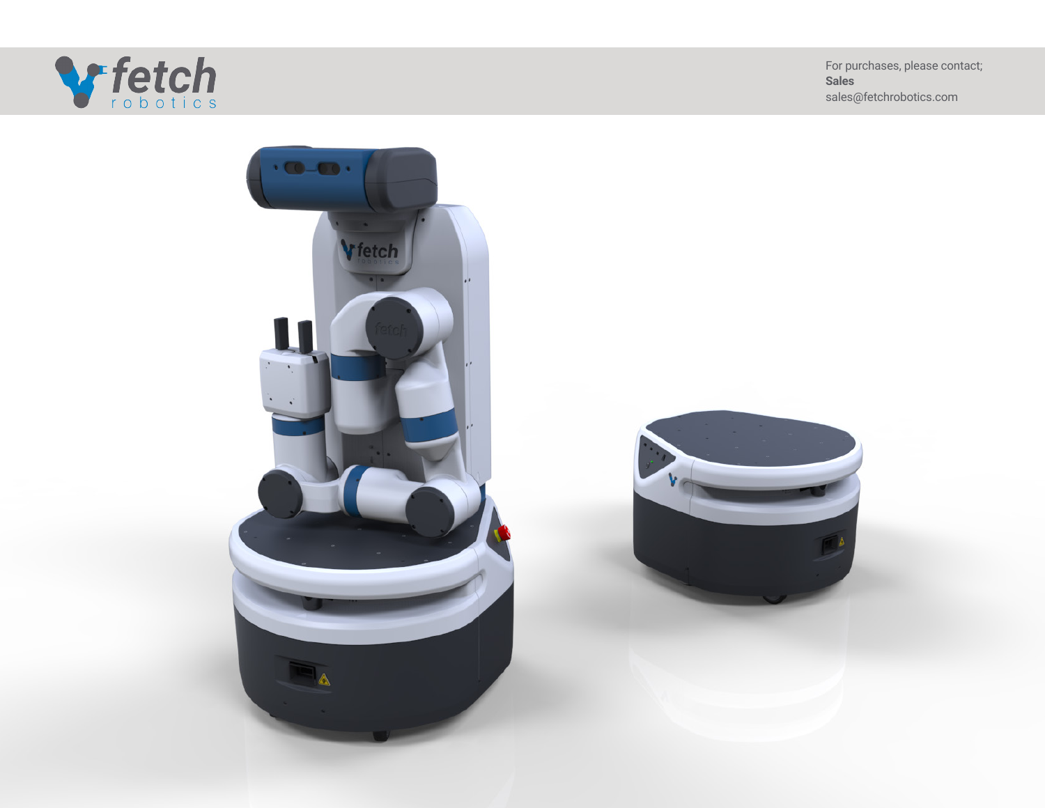For purchases, please contact;
**Sales**
sales@fetchrobotics.com